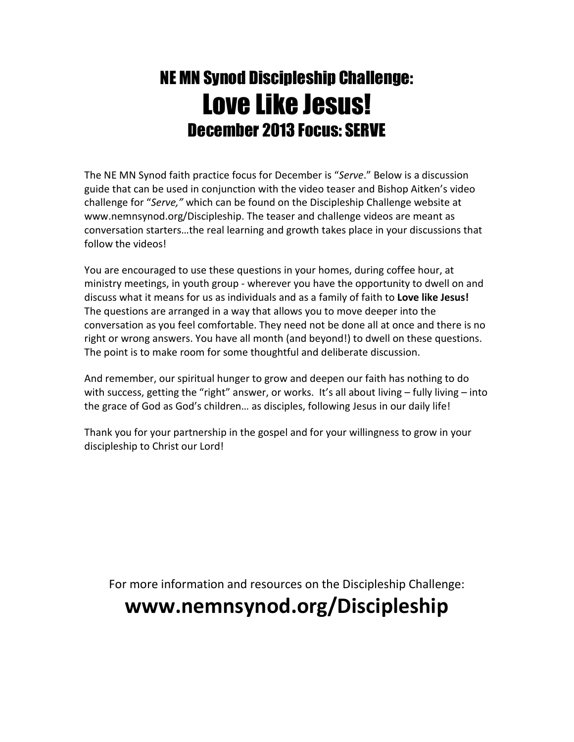# NE MN Synod Discipleship Challenge:
# Love Like Jesus!
## December 2013 Focus: SERVE

The NE MN Synod faith practice focus for December is "*Serve*." Below is a discussion guide that can be used in conjunction with the video teaser and Bishop Aitken's video challenge for "*Serve,"* which can be found on the Discipleship Challenge website at www.nemnsynod.org/Discipleship. The teaser and challenge videos are meant as conversation starters…the real learning and growth takes place in your discussions that follow the videos!

You are encouraged to use these questions in your homes, during coffee hour, at ministry meetings, in youth group - wherever you have the opportunity to dwell on and discuss what it means for us as individuals and as a family of faith to **Love like Jesus!** The questions are arranged in a way that allows you to move deeper into the conversation as you feel comfortable. They need not be done all at once and there is no right or wrong answers. You have all month (and beyond!) to dwell on these questions. The point is to make room for some thoughtful and deliberate discussion.

And remember, our spiritual hunger to grow and deepen our faith has nothing to do with success, getting the "right" answer, or works. It's all about living – fully living – into the grace of God as God's children… as disciples, following Jesus in our daily life!

Thank you for your partnership in the gospel and for your willingness to grow in your discipleship to Christ our Lord!

For more information and resources on the Discipleship Challenge:

**www.nemnsynod.org/Discipleship**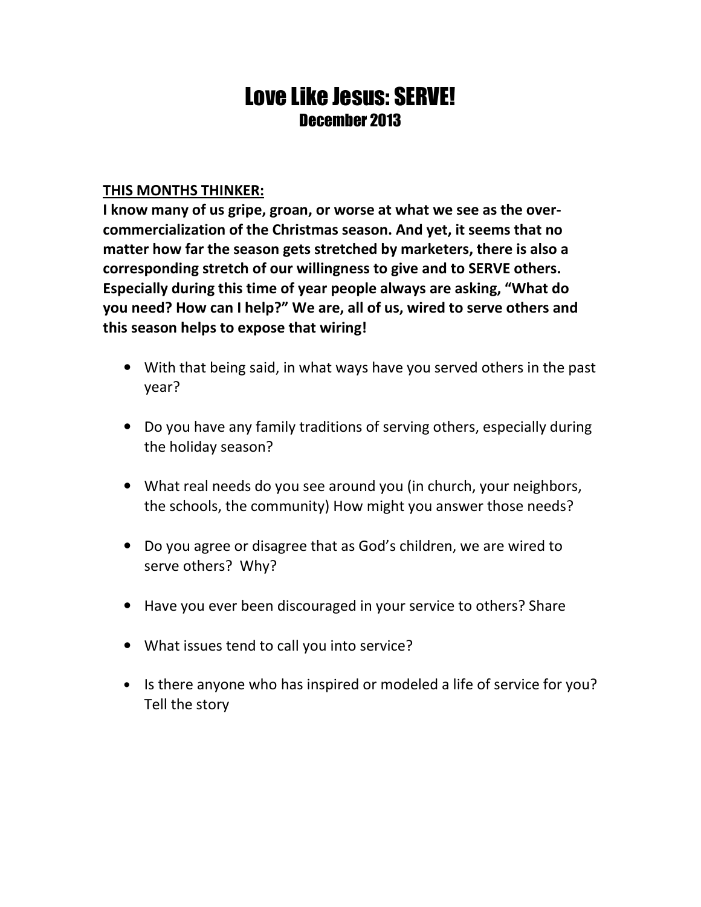# Love Like Jesus: SERVE!

## December 2013

**<u>THIS MONTHS THINKER:</u>**

**I know many of us gripe, groan, or worse at what we see as the over-commercialization of the Christmas season. And yet, it seems that no matter how far the season gets stretched by marketers, there is also a corresponding stretch of our willingness to give and to SERVE others. Especially during this time of year people always are asking, "What do you need? How can I help?" We are, all of us, wired to serve others and this season helps to expose that wiring!**

- With that being said, in what ways have you served others in the past year?
- Do you have any family traditions of serving others, especially during the holiday season?
- What real needs do you see around you (in church, your neighbors, the schools, the community) How might you answer those needs?
- Do you agree or disagree that as God's children, we are wired to serve others? Why?
- Have you ever been discouraged in your service to others? Share
- What issues tend to call you into service?
- Is there anyone who has inspired or modeled a life of service for you? Tell the story